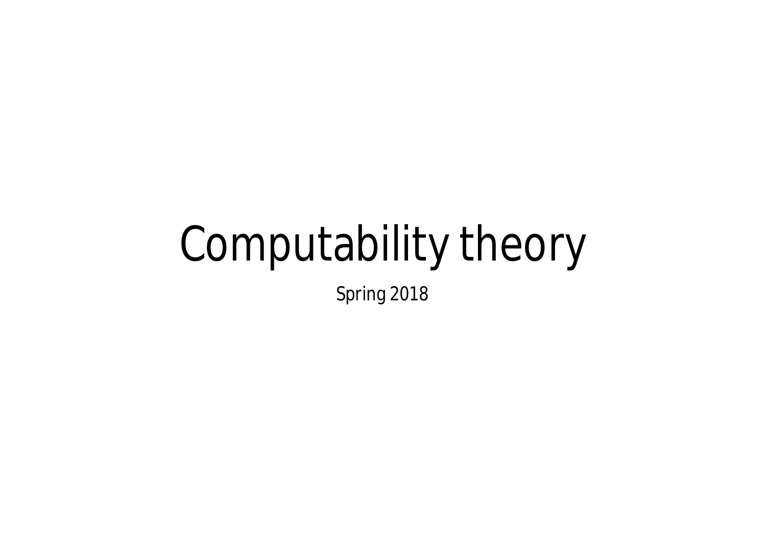# Computability theory

Spring 2018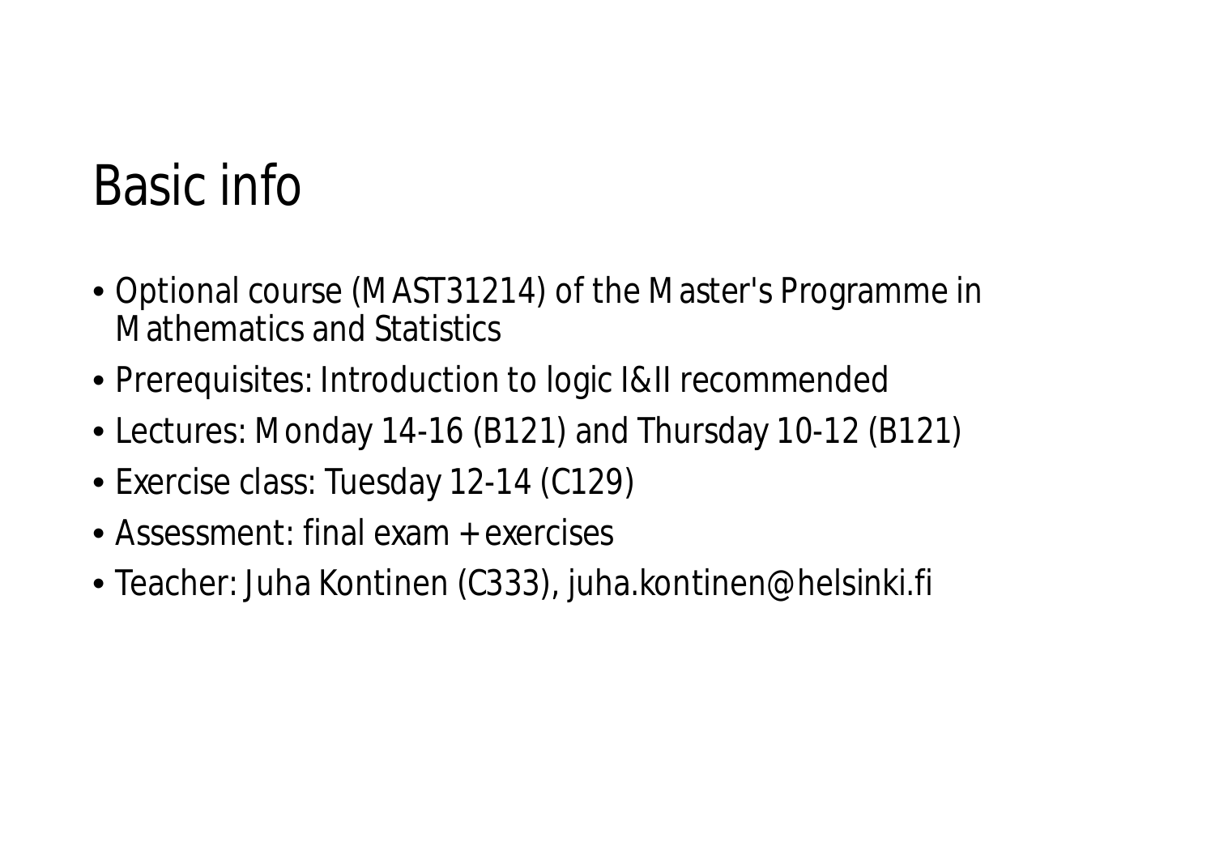# Basic info

- Optional course (MAST31214) of the Master's Programme in Mathematics and Statistics
- Prerequisites: Introduction to logic I&II recommended
- Lectures: Monday 14-16 (B121) and Thursday 10-12 (B121)
- Exercise class: Tuesday 12-14 (C129)
- Assessment: final exam + exercises
- Teacher: Juha Kontinen (C333), juha.kontinen@helsinki.fi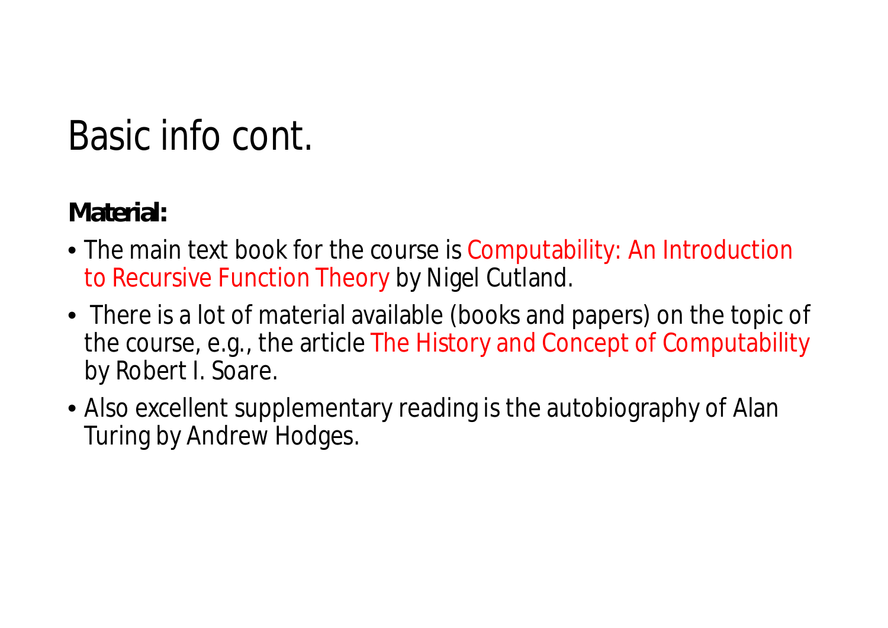# Basic info cont.

**Material:**

- The main text book for the course is Computability: An Introduction to Recursive Function Theory by Nigel Cutland.
- There is a lot of material available (books and papers) on the topic of the course, e.g., the article The History and Concept of Computability by Robert I. Soare.
- Also excellent supplementary reading is the autobiography of Alan Turing by Andrew Hodges.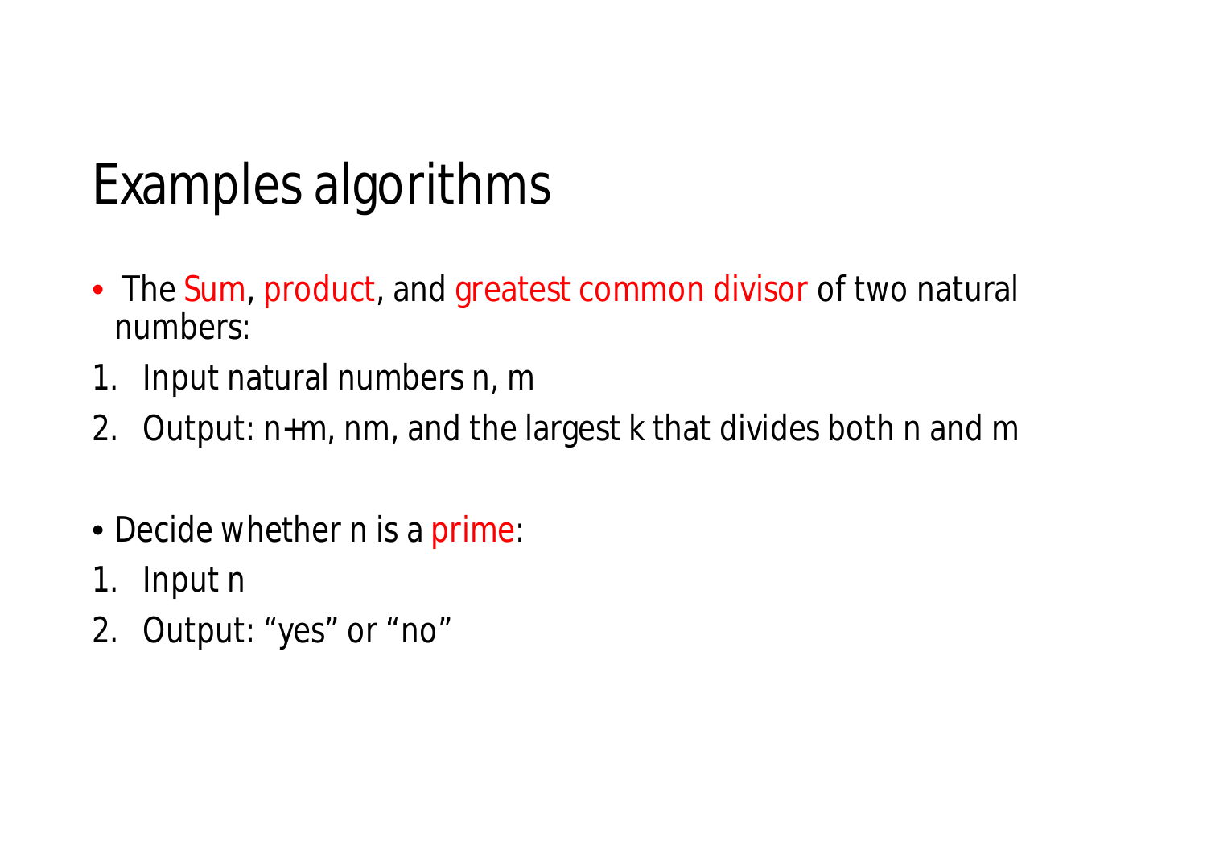# Examples algorithms

- The Sum, product, and greatest common divisor of two natural numbers:

1. Input natural numbers $n$, $m$
2. Output: $n+m$, $nm$, and the largest $k$ that divides both $n$ and $m$

- Decide whether $n$ is a prime:

1. Input $n$
2. Output: “yes” or “no”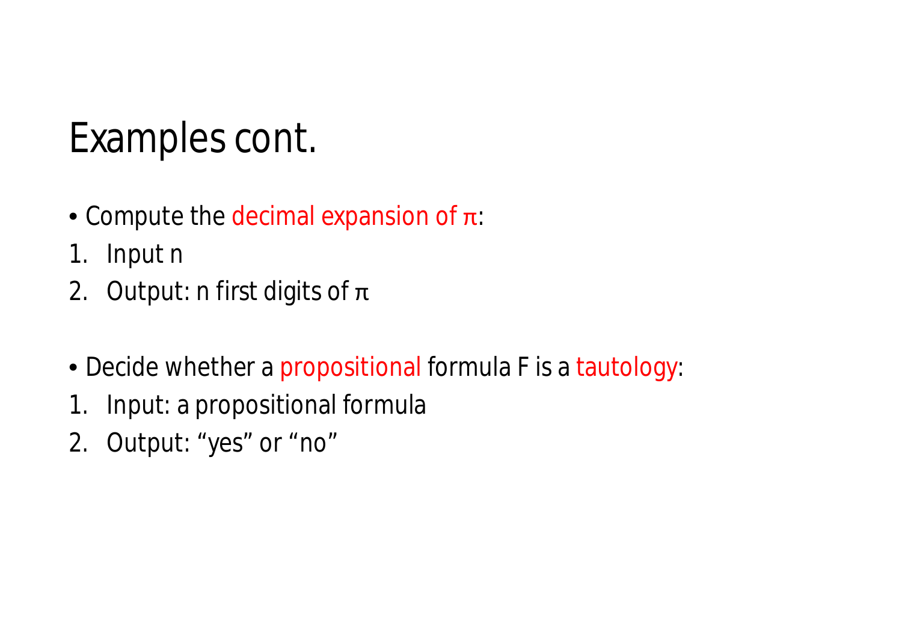# Examples cont.

- Compute the decimal expansion of $\pi$:

1. Input n
2. Output: n first digits of $\pi$

- Decide whether a propositional formula F is a tautology:

1. Input: a propositional formula
2. Output: “yes” or “no”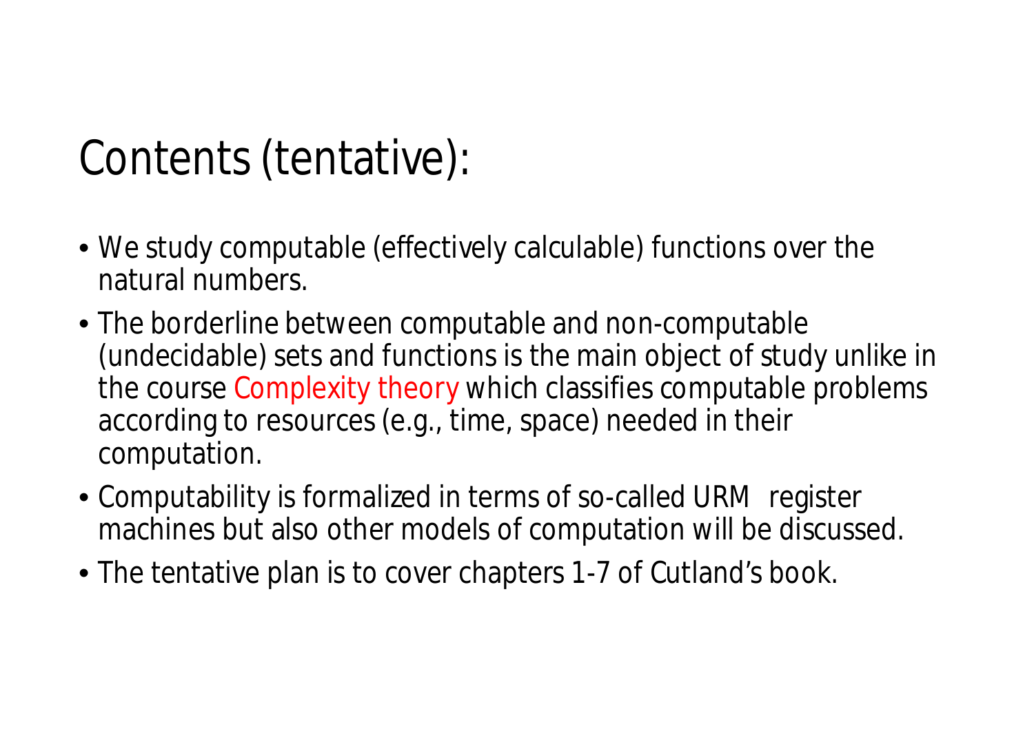# Contents (tentative):

- We study computable (effectively calculable) functions over the natural numbers.
- The borderline between computable and non-computable (undecidable) sets and functions is the main object of study unlike in the course Complexity theory which classifies computable problems according to resources (e.g., time, space) needed in their computation.
- Computability is formalized in terms of so-called URM register machines but also other models of computation will be discussed.
- The tentative plan is to cover chapters 1-7 of Cutland's book.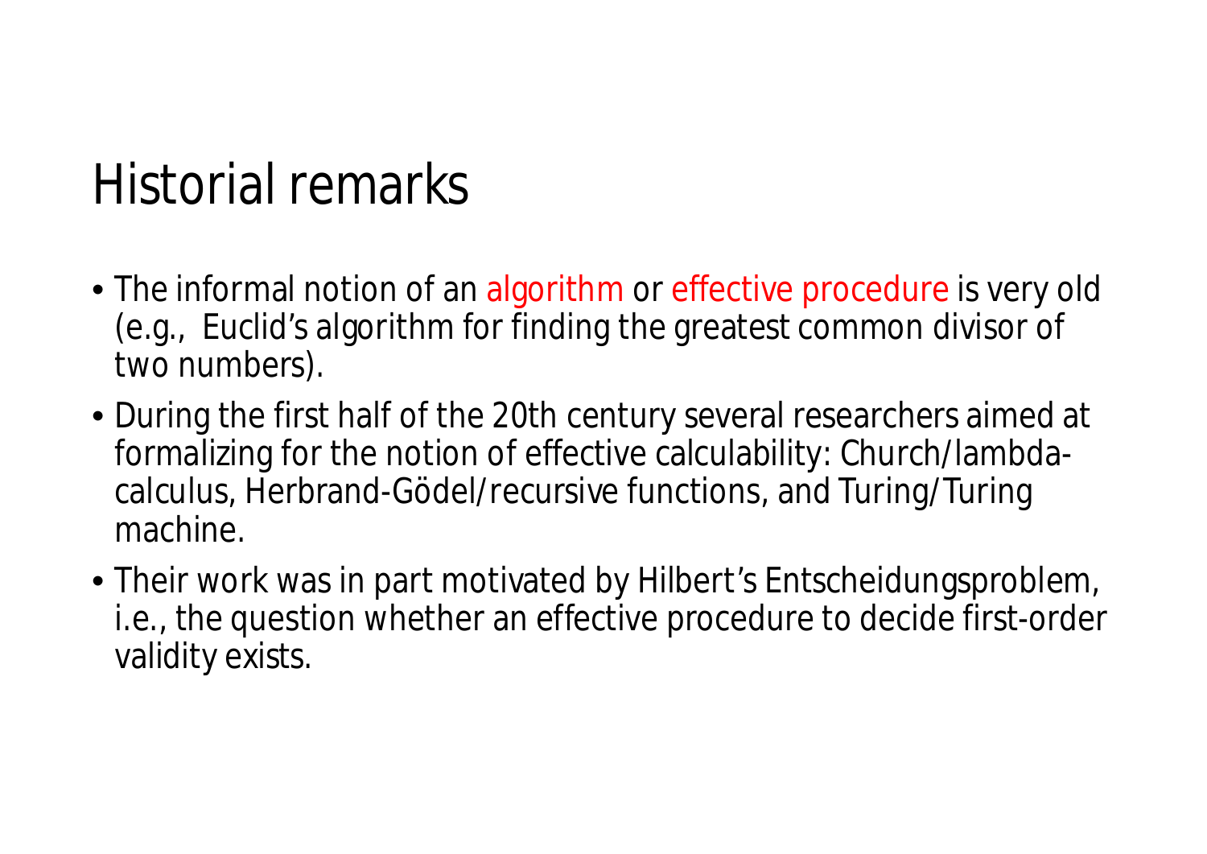# Historial remarks

- The informal notion of an algorithm or effective procedure is very old (e.g., Euclid's algorithm for finding the greatest common divisor of two numbers).
- During the first half of the 20th century several researchers aimed at formalizing for the notion of effective calculability: Church/lambda-calculus, Herbrand-Gödel/recursive functions, and Turing/Turing machine.
- Their work was in part motivated by Hilbert's Entscheidungsproblem, i.e., the question whether an effective procedure to decide first-order validity exists.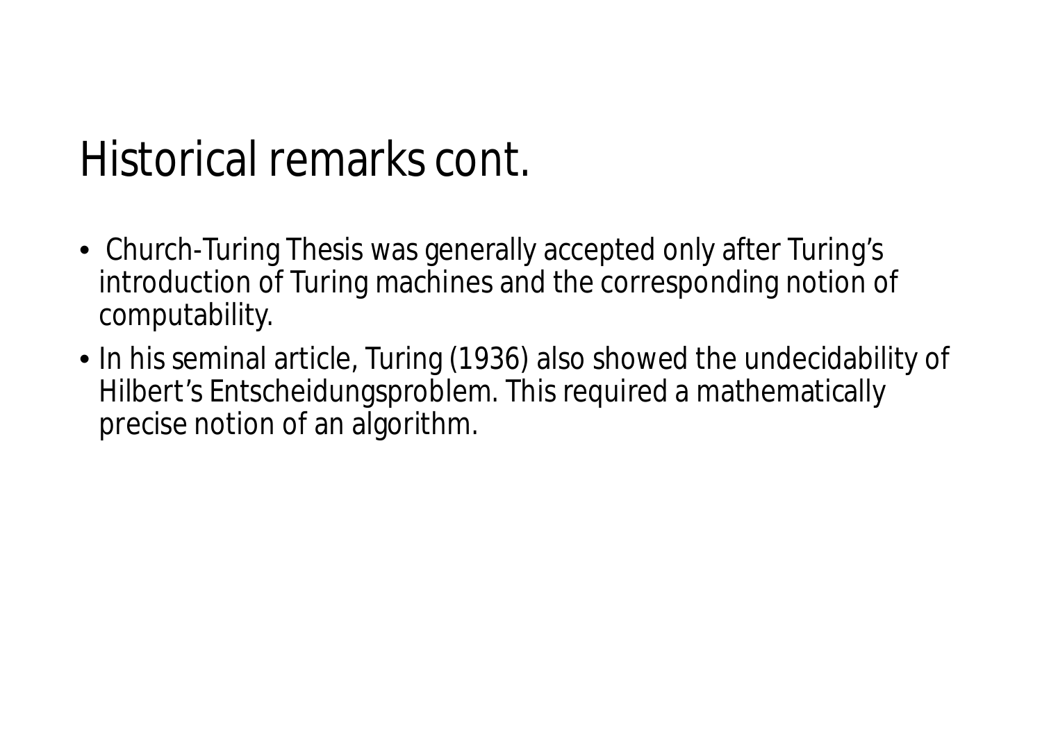# Historical remarks cont.

- Church-Turing Thesis was generally accepted only after Turing’s introduction of Turing machines and the corresponding notion of computability.
- In his seminal article, Turing (1936) also showed the undecidability of Hilbert’s Entscheidungsproblem. This required a mathematically precise notion of an algorithm.